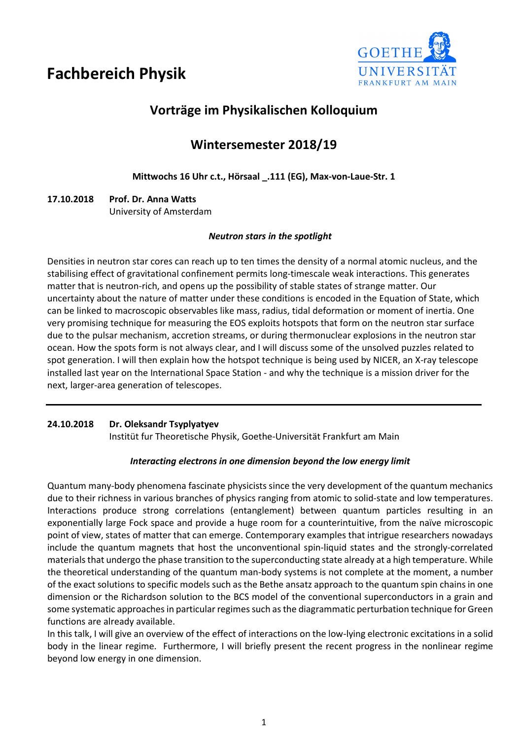# Fachbereich Physik

GOETHE UNIVERSITÄT FRANKFURT AM MAIN

## Vorträge im Physikalischen Kolloquium

## Wintersemester 2018/19

**Mittwochs 16 Uhr c.t., Hörsaal _.111 (EG), Max-von-Laue-Str. 1**

**17.10.2018 Prof. Dr. Anna Watts**
University of Amsterdam

***Neutron stars in the spotlight***

Densities in neutron star cores can reach up to ten times the density of a normal atomic nucleus, and the stabilising effect of gravitational confinement permits long-timescale weak interactions. This generates matter that is neutron-rich, and opens up the possibility of stable states of strange matter. Our uncertainty about the nature of matter under these conditions is encoded in the Equation of State, which can be linked to macroscopic observables like mass, radius, tidal deformation or moment of inertia. One very promising technique for measuring the EOS exploits hotspots that form on the neutron star surface due to the pulsar mechanism, accretion streams, or during thermonuclear explosions in the neutron star ocean. How the spots form is not always clear, and I will discuss some of the unsolved puzzles related to spot generation. I will then explain how the hotspot technique is being used by NICER, an X-ray telescope installed last year on the International Space Station - and why the technique is a mission driver for the next, larger-area generation of telescopes.

---

**24.10.2018 Dr. Oleksandr Tsyplyatyev**
Institüt fur Theoretische Physik, Goethe-Universität Frankfurt am Main

***Interacting electrons in one dimension beyond the low energy limit***

Quantum many-body phenomena fascinate physicists since the very development of the quantum mechanics due to their richness in various branches of physics ranging from atomic to solid-state and low temperatures. Interactions produce strong correlations (entanglement) between quantum particles resulting in an exponentially large Fock space and provide a huge room for a counterintuitive, from the naïve microscopic point of view, states of matter that can emerge. Contemporary examples that intrigue researchers nowadays include the quantum magnets that host the unconventional spin-liquid states and the strongly-correlated materials that undergo the phase transition to the superconducting state already at a high temperature. While the theoretical understanding of the quantum man-body systems is not complete at the moment, a number of the exact solutions to specific models such as the Bethe ansatz approach to the quantum spin chains in one dimension or the Richardson solution to the BCS model of the conventional superconductors in a grain and some systematic approaches in particular regimes such as the diagrammatic perturbation technique for Green functions are already available.
In this talk, I will give an overview of the effect of interactions on the low-lying electronic excitations in a solid body in the linear regime. Furthermore, I will briefly present the recent progress in the nonlinear regime beyond low energy in one dimension.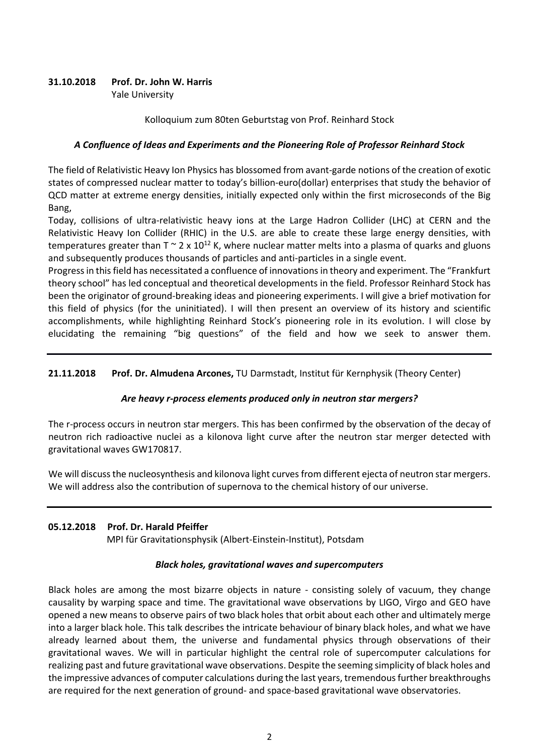**31.10.2018 Prof. Dr. John W. Harris**
Yale University

Kolloquium zum 80ten Geburtstag von Prof. Reinhard Stock

***A Confluence of Ideas and Experiments and the Pioneering Role of Professor Reinhard Stock***

The field of Relativistic Heavy Ion Physics has blossomed from avant-garde notions of the creation of exotic states of compressed nuclear matter to today's billion-euro(dollar) enterprises that study the behavior of QCD matter at extreme energy densities, initially expected only within the first microseconds of the Big Bang,

Today, collisions of ultra-relativistic heavy ions at the Large Hadron Collider (LHC) at CERN and the Relativistic Heavy Ion Collider (RHIC) in the U.S. are able to create these large energy densities, with temperatures greater than $T \sim 2 \times 10^{12}$ K, where nuclear matter melts into a plasma of quarks and gluons and subsequently produces thousands of particles and anti-particles in a single event.

Progress in this field has necessitated a confluence of innovations in theory and experiment. The "Frankfurt theory school" has led conceptual and theoretical developments in the field. Professor Reinhard Stock has been the originator of ground-breaking ideas and pioneering experiments. I will give a brief motivation for this field of physics (for the uninitiated). I will then present an overview of its history and scientific accomplishments, while highlighting Reinhard Stock's pioneering role in its evolution. I will close by elucidating the remaining "big questions" of the field and how we seek to answer them.

---

**21.11.2018 Prof. Dr. Almudena Arcones,** TU Darmstadt, Institut für Kernphysik (Theory Center)

***Are heavy r-process elements produced only in neutron star mergers?***

The r-process occurs in neutron star mergers. This has been confirmed by the observation of the decay of neutron rich radioactive nuclei as a kilonova light curve after the neutron star merger detected with gravitational waves GW170817.

We will discuss the nucleosynthesis and kilonova light curves from different ejecta of neutron star mergers. We will address also the contribution of supernova to the chemical history of our universe.

---

**05.12.2018 Prof. Dr. Harald Pfeiffer**
MPI für Gravitationsphysik (Albert-Einstein-Institut), Potsdam

***Black holes, gravitational waves and supercomputers***

Black holes are among the most bizarre objects in nature - consisting solely of vacuum, they change causality by warping space and time. The gravitational wave observations by LIGO, Virgo and GEO have opened a new means to observe pairs of two black holes that orbit about each other and ultimately merge into a larger black hole. This talk describes the intricate behaviour of binary black holes, and what we have already learned about them, the universe and fundamental physics through observations of their gravitational waves. We will in particular highlight the central role of supercomputer calculations for realizing past and future gravitational wave observations. Despite the seeming simplicity of black holes and the impressive advances of computer calculations during the last years, tremendous further breakthroughs are required for the next generation of ground- and space-based gravitational wave observatories.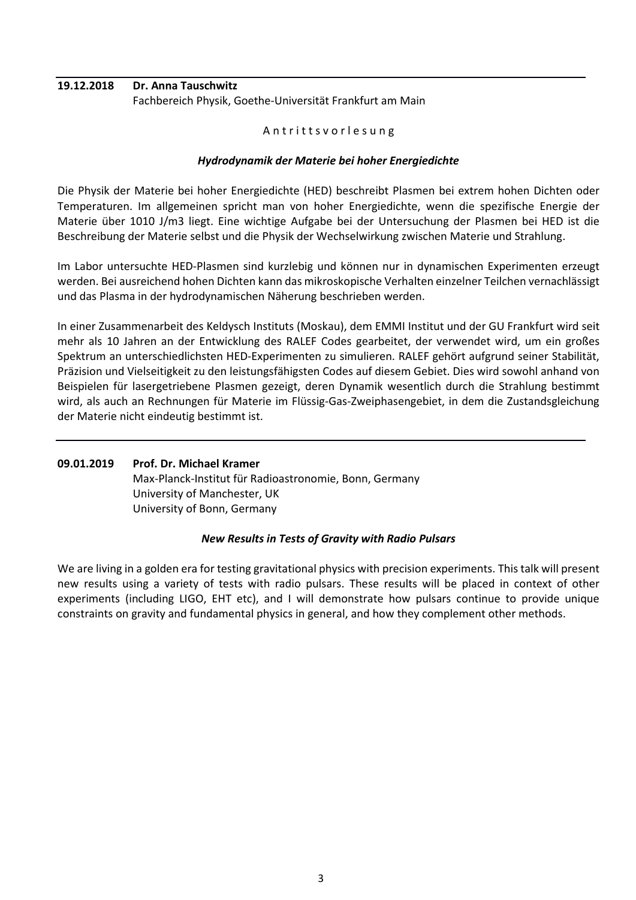---

**19.12.2018 Dr. Anna Tauschwitz**
Fachbereich Physik, Goethe-Universität Frankfurt am Main

A n t r i t t s v o r l e s u n g

***Hydrodynamik der Materie bei hoher Energiedichte***

Die Physik der Materie bei hoher Energiedichte (HED) beschreibt Plasmen bei extrem hohen Dichten oder Temperaturen. Im allgemeinen spricht man von hoher Energiedichte, wenn die spezifische Energie der Materie über 1010 J/m3 liegt. Eine wichtige Aufgabe bei der Untersuchung der Plasmen bei HED ist die Beschreibung der Materie selbst und die Physik der Wechselwirkung zwischen Materie und Strahlung.

Im Labor untersuchte HED-Plasmen sind kurzlebig und können nur in dynamischen Experimenten erzeugt werden. Bei ausreichend hohen Dichten kann das mikroskopische Verhalten einzelner Teilchen vernachlässigt und das Plasma in der hydrodynamischen Näherung beschrieben werden.

In einer Zusammenarbeit des Keldysch Instituts (Moskau), dem EMMI Institut und der GU Frankfurt wird seit mehr als 10 Jahren an der Entwicklung des RALEF Codes gearbeitet, der verwendet wird, um ein großes Spektrum an unterschiedlichsten HED-Experimenten zu simulieren. RALEF gehört aufgrund seiner Stabilität, Präzision und Vielseitigkeit zu den leistungsfähigsten Codes auf diesem Gebiet. Dies wird sowohl anhand von Beispielen für lasergetriebene Plasmen gezeigt, deren Dynamik wesentlich durch die Strahlung bestimmt wird, als auch an Rechnungen für Materie im Flüssig-Gas-Zweiphasengebiet, in dem die Zustandsgleichung der Materie nicht eindeutig bestimmt ist.

---

**09.01.2019 Prof. Dr. Michael Kramer**
Max-Planck-Institut für Radioastronomie, Bonn, Germany
University of Manchester, UK
University of Bonn, Germany

***New Results in Tests of Gravity with Radio Pulsars***

We are living in a golden era for testing gravitational physics with precision experiments. This talk will present new results using a variety of tests with radio pulsars. These results will be placed in context of other experiments (including LIGO, EHT etc), and I will demonstrate how pulsars continue to provide unique constraints on gravity and fundamental physics in general, and how they complement other methods.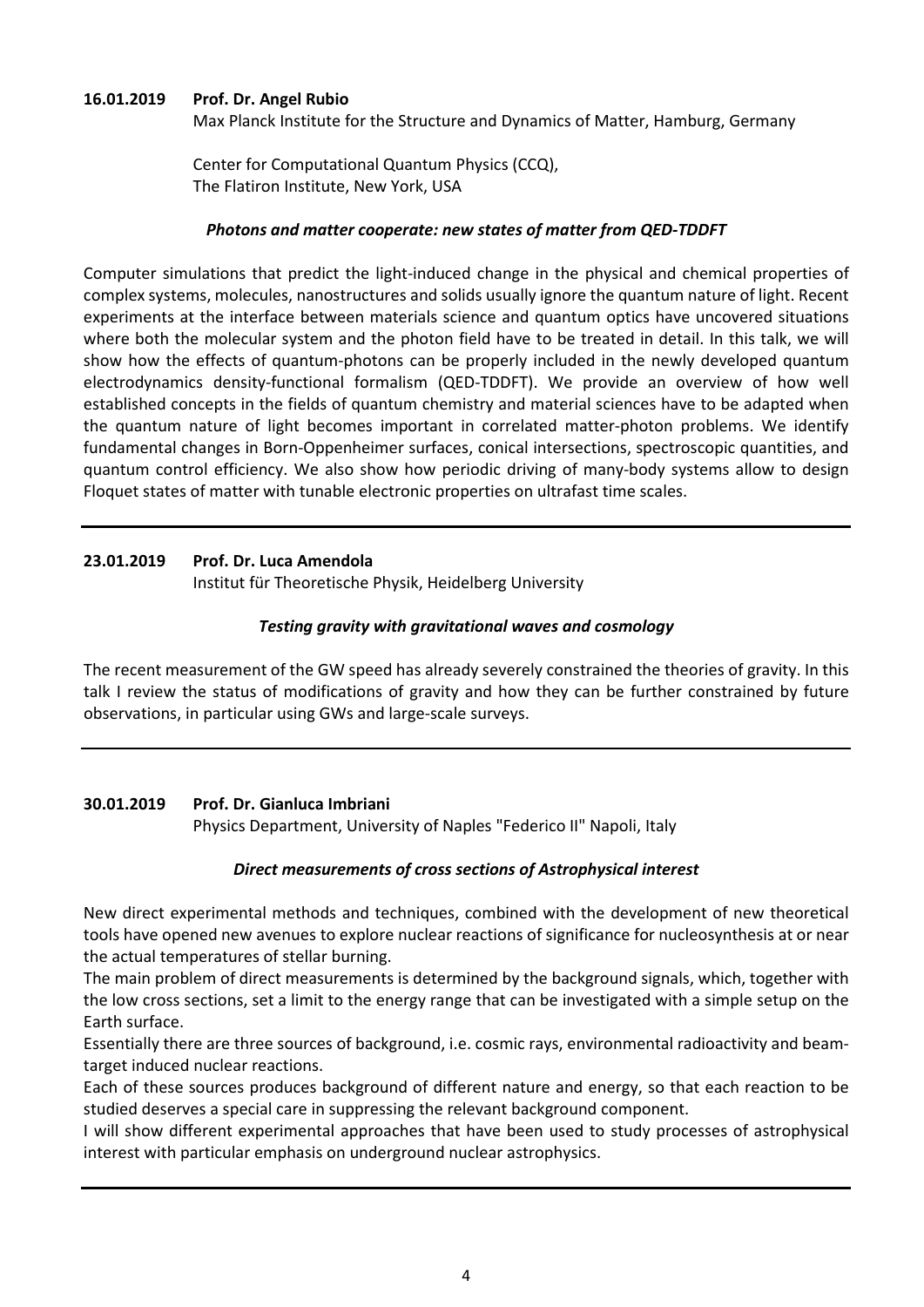**16.01.2019 Prof. Dr. Angel Rubio**

Max Planck Institute for the Structure and Dynamics of Matter, Hamburg, Germany

Center for Computational Quantum Physics (CCQ),
The Flatiron Institute, New York, USA

***Photons and matter cooperate: new states of matter from QED-TDDFT***

Computer simulations that predict the light-induced change in the physical and chemical properties of complex systems, molecules, nanostructures and solids usually ignore the quantum nature of light. Recent experiments at the interface between materials science and quantum optics have uncovered situations where both the molecular system and the photon field have to be treated in detail. In this talk, we will show how the effects of quantum-photons can be properly included in the newly developed quantum electrodynamics density-functional formalism (QED-TDDFT). We provide an overview of how well established concepts in the fields of quantum chemistry and material sciences have to be adapted when the quantum nature of light becomes important in correlated matter-photon problems. We identify fundamental changes in Born-Oppenheimer surfaces, conical intersections, spectroscopic quantities, and quantum control efficiency. We also show how periodic driving of many-body systems allow to design Floquet states of matter with tunable electronic properties on ultrafast time scales.

---

**23.01.2019 Prof. Dr. Luca Amendola**

Institut für Theoretische Physik, Heidelberg University

***Testing gravity with gravitational waves and cosmology***

The recent measurement of the GW speed has already severely constrained the theories of gravity. In this talk I review the status of modifications of gravity and how they can be further constrained by future observations, in particular using GWs and large-scale surveys.

---

**30.01.2019 Prof. Dr. Gianluca Imbriani**

Physics Department, University of Naples "Federico II" Napoli, Italy

***Direct measurements of cross sections of Astrophysical interest***

New direct experimental methods and techniques, combined with the development of new theoretical tools have opened new avenues to explore nuclear reactions of significance for nucleosynthesis at or near the actual temperatures of stellar burning.

The main problem of direct measurements is determined by the background signals, which, together with the low cross sections, set a limit to the energy range that can be investigated with a simple setup on the Earth surface.

Essentially there are three sources of background, i.e. cosmic rays, environmental radioactivity and beam-target induced nuclear reactions.

Each of these sources produces background of different nature and energy, so that each reaction to be studied deserves a special care in suppressing the relevant background component.

I will show different experimental approaches that have been used to study processes of astrophysical interest with particular emphasis on underground nuclear astrophysics.

---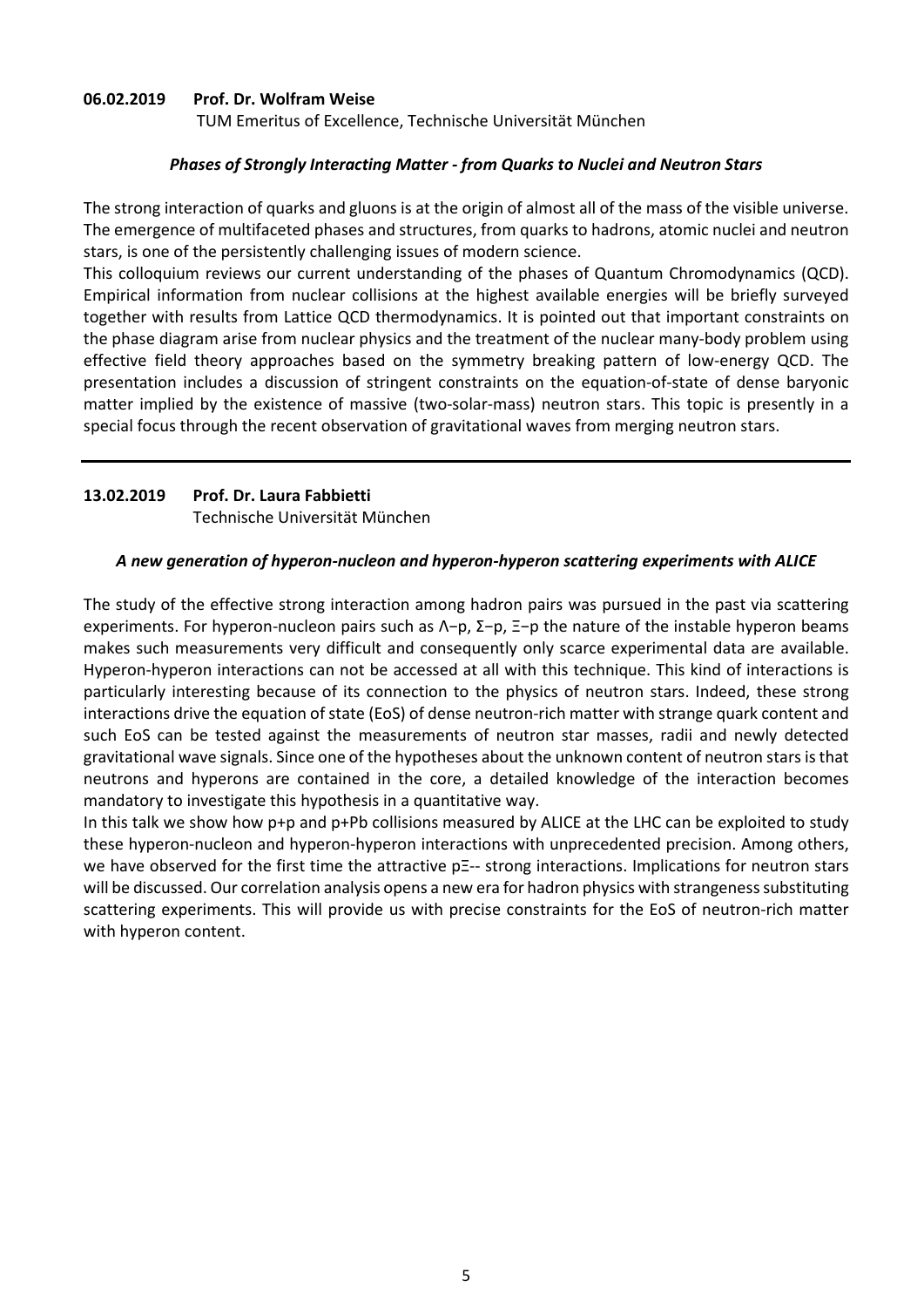**06.02.2019 Prof. Dr. Wolfram Weise**

TUM Emeritus of Excellence, Technische Universität München

***Phases of Strongly Interacting Matter - from Quarks to Nuclei and Neutron Stars***

The strong interaction of quarks and gluons is at the origin of almost all of the mass of the visible universe. The emergence of multifaceted phases and structures, from quarks to hadrons, atomic nuclei and neutron stars, is one of the persistently challenging issues of modern science.

This colloquium reviews our current understanding of the phases of Quantum Chromodynamics (QCD). Empirical information from nuclear collisions at the highest available energies will be briefly surveyed together with results from Lattice QCD thermodynamics. It is pointed out that important constraints on the phase diagram arise from nuclear physics and the treatment of the nuclear many-body problem using effective field theory approaches based on the symmetry breaking pattern of low-energy QCD. The presentation includes a discussion of stringent constraints on the equation-of-state of dense baryonic matter implied by the existence of massive (two-solar-mass) neutron stars. This topic is presently in a special focus through the recent observation of gravitational waves from merging neutron stars.

---

**13.02.2019 Prof. Dr. Laura Fabbietti**

Technische Universität München

***A new generation of hyperon-nucleon and hyperon-hyperon scattering experiments with ALICE***

The study of the effective strong interaction among hadron pairs was pursued in the past via scattering experiments. For hyperon-nucleon pairs such as $\Lambda-p$, $\Sigma-p$, $\Xi-p$ the nature of the instable hyperon beams makes such measurements very difficult and consequently only scarce experimental data are available. Hyperon-hyperon interactions can not be accessed at all with this technique. This kind of interactions is particularly interesting because of its connection to the physics of neutron stars. Indeed, these strong interactions drive the equation of state (EoS) of dense neutron-rich matter with strange quark content and such EoS can be tested against the measurements of neutron star masses, radii and newly detected gravitational wave signals. Since one of the hypotheses about the unknown content of neutron stars is that neutrons and hyperons are contained in the core, a detailed knowledge of the interaction becomes mandatory to investigate this hypothesis in a quantitative way.

In this talk we show how p+p and p+Pb collisions measured by ALICE at the LHC can be exploited to study these hyperon-nucleon and hyperon-hyperon interactions with unprecedented precision. Among others, we have observed for the first time the attractive pΞ-- strong interactions. Implications for neutron stars will be discussed. Our correlation analysis opens a new era for hadron physics with strangeness substituting scattering experiments. This will provide us with precise constraints for the EoS of neutron-rich matter with hyperon content.